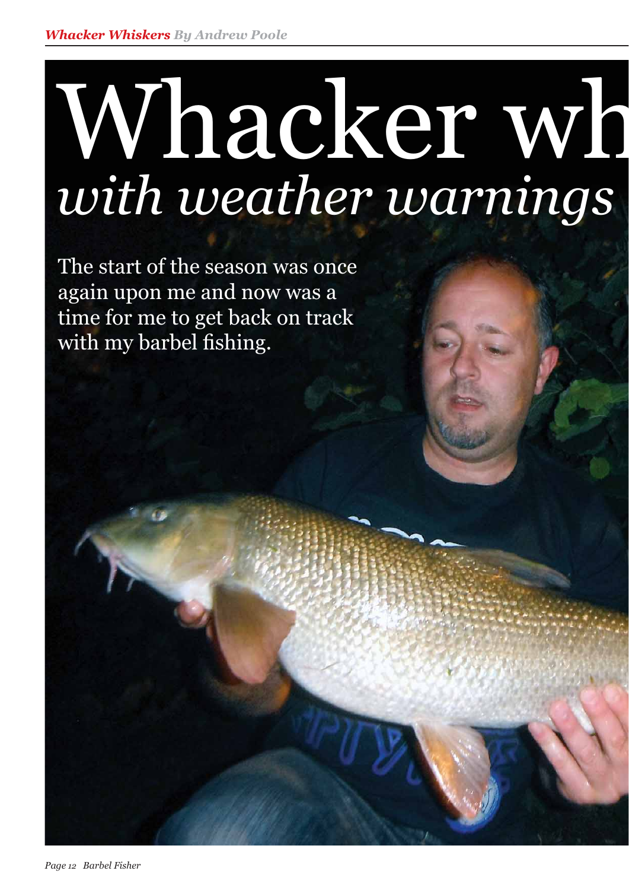# Whacker wh

## *with weather warnings*

The start of the season was once again upon me and now was a time for me to get back on track with my barbel fishing.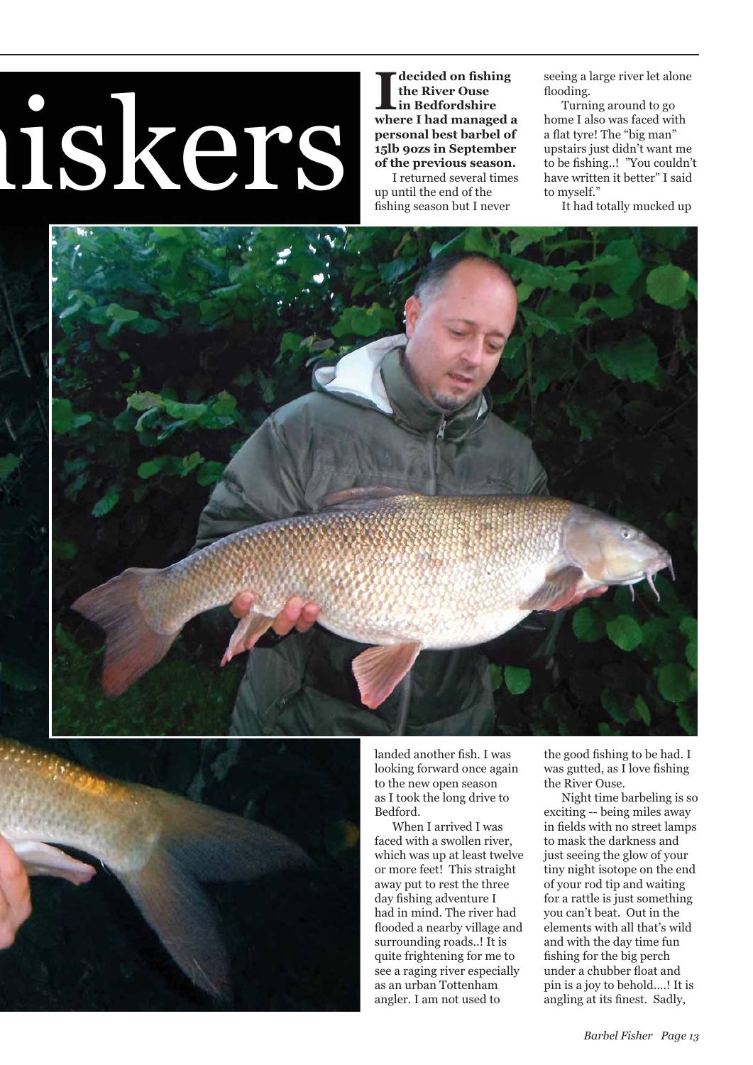# iskers

**I decided on fishing the River Ouse in Bedfordshire where I had managed a personal best barbel of 15lb 9ozs in September of the previous season.**

I returned several times up until the end of the fishing season but I never landed another fish. I was looking forward once again to the new open season as I took the long drive to Bedford.

When I arrived I was faced with a swollen river, which was up at least twelve or more feet! This straight away put to rest the three day fishing adventure I had in mind. The river had flooded a nearby village and surrounding roads..! It is quite frightening for me to see a raging river especially as an urban Tottenham angler. I am not used to seeing a large river let alone flooding.

Turning around to go home I also was faced with a flat tyre! The "big man" upstairs just didn't want me to be fishing..! "You couldn't have written it better" I said to myself."

It had totally mucked up the good fishing to be had. I was gutted, as I love fishing the River Ouse.

Night time barbeling is so exciting -- being miles away in fields with no street lamps to mask the darkness and just seeing the glow of your tiny night isotope on the end of your rod tip and waiting for a rattle is just something you can't beat. Out in the elements with all that's wild and with the day time fun fishing for the big perch under a chubber float and pin is a joy to behold....! It is angling at its finest. Sadly,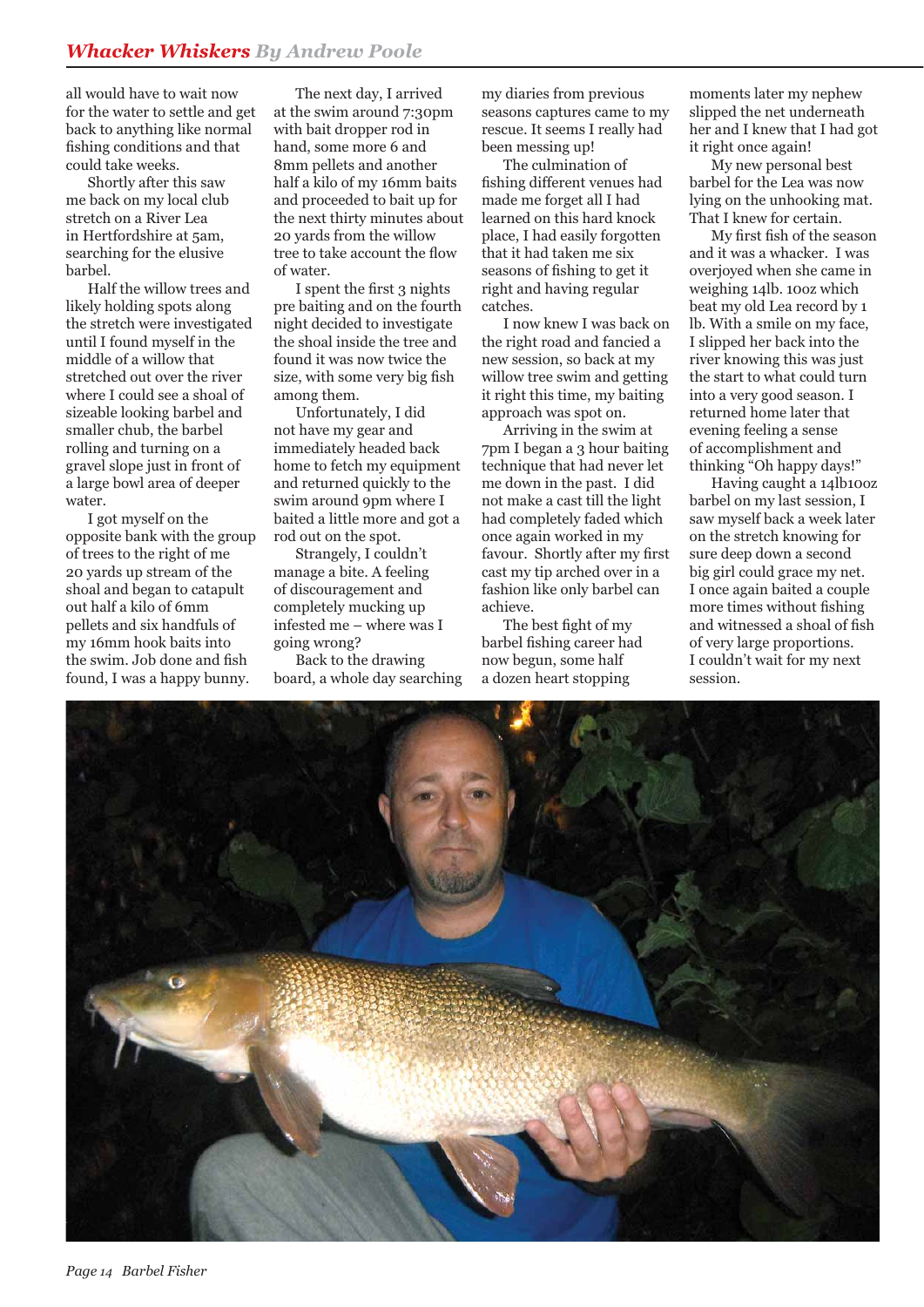all would have to wait now for the water to settle and get back to anything like normal fishing conditions and that could take weeks.

Shortly after this saw me back on my local club stretch on a River Lea in Hertfordshire at 5am, searching for the elusive barbel.

Half the willow trees and likely holding spots along the stretch were investigated until I found myself in the middle of a willow that stretched out over the river where I could see a shoal of sizeable looking barbel and smaller chub, the barbel rolling and turning on a gravel slope just in front of a large bowl area of deeper water.

I got myself on the opposite bank with the group of trees to the right of me 20 yards up stream of the shoal and began to catapult out half a kilo of 6mm pellets and six handfuls of my 16mm hook baits into the swim. Job done and fish found, I was a happy bunny.

The next day, I arrived at the swim around 7:30pm with bait dropper rod in hand, some more 6 and 8mm pellets and another half a kilo of my 16mm baits and proceeded to bait up for the next thirty minutes about 20 yards from the willow tree to take account the flow of water.

I spent the first 3 nights pre baiting and on the fourth night decided to investigate the shoal inside the tree and found it was now twice the size, with some very big fish among them.

Unfortunately, I did not have my gear and immediately headed back home to fetch my equipment and returned quickly to the swim around 9pm where I baited a little more and got a rod out on the spot.

Strangely, I couldn't manage a bite. A feeling of discouragement and completely mucking up infested me – where was I going wrong?

Back to the drawing board, a whole day searching my diaries from previous seasons captures came to my rescue. It seems I really had been messing up!

The culmination of fishing different venues had made me forget all I had learned on this hard knock place, I had easily forgotten that it had taken me six seasons of fishing to get it right and having regular catches.

I now knew I was back on the right road and fancied a new session, so back at my willow tree swim and getting it right this time, my baiting approach was spot on.

Arriving in the swim at 7pm I began a 3 hour baiting technique that had never let me down in the past. I did not make a cast till the light had completely faded which once again worked in my favour. Shortly after my first cast my tip arched over in a fashion like only barbel can achieve.

The best fight of my barbel fishing career had now begun, some half a dozen heart stopping moments later my nephew slipped the net underneath her and I knew that I had got it right once again!

My new personal best barbel for the Lea was now lying on the unhooking mat. That I knew for certain.

My first fish of the season and it was a whacker. I was overjoyed when she came in weighing 14lb. 10oz which beat my old Lea record by 1 lb. With a smile on my face, I slipped her back into the river knowing this was just the start to what could turn into a very good season. I returned home later that evening feeling a sense of accomplishment and thinking "Oh happy days!"

Having caught a 14lb10oz barbel on my last session, I saw myself back a week later on the stretch knowing for sure deep down a second big girl could grace my net. I once again baited a couple more times without fishing and witnessed a shoal of fish of very large proportions. I couldn't wait for my next session.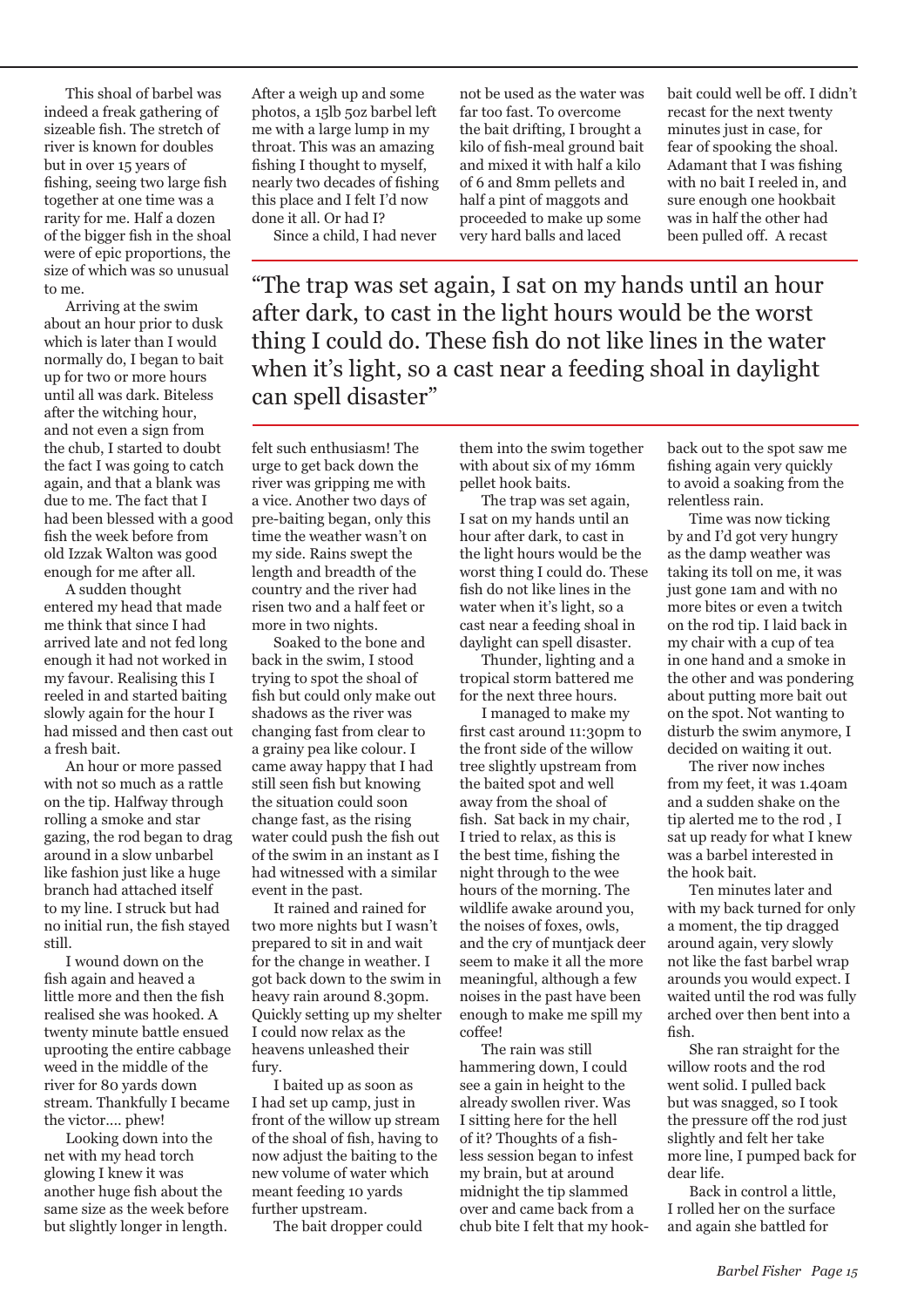This shoal of barbel was indeed a freak gathering of sizeable fish. The stretch of river is known for doubles but in over 15 years of fishing, seeing two large fish together at one time was a rarity for me. Half a dozen of the bigger fish in the shoal were of epic proportions, the size of which was so unusual to me.

Arriving at the swim about an hour prior to dusk which is later than I would normally do, I began to bait up for two or more hours until all was dark. Biteless after the witching hour, and not even a sign from the chub, I started to doubt the fact I was going to catch again, and that a blank was due to me. The fact that I had been blessed with a good fish the week before from old Izzak Walton was good enough for me after all.

A sudden thought entered my head that made me think that since I had arrived late and not fed long enough it had not worked in my favour. Realising this I reeled in and started baiting slowly again for the hour I had missed and then cast out a fresh bait.

An hour or more passed with not so much as a rattle on the tip. Halfway through rolling a smoke and star gazing, the rod began to drag around in a slow unbarbel like fashion just like a huge branch had attached itself to my line. I struck but had no initial run, the fish stayed still.

I wound down on the fish again and heaved a little more and then the fish realised she was hooked. A twenty minute battle ensued uprooting the entire cabbage weed in the middle of the river for 80 yards down stream. Thankfully I became the victor.... phew!

Looking down into the net with my head torch glowing I knew it was another huge fish about the same size as the week before but slightly longer in length. After a weigh up and some photos, a 15lb 5oz barbel left me with a large lump in my throat. This was an amazing fishing I thought to myself, nearly two decades of fishing this place and I felt I'd now done it all. Or had I?

Since a child, I had never felt such enthusiasm! The urge to get back down the river was gripping me with a vice. Another two days of pre-baiting began, only this time the weather wasn't on my side. Rains swept the length and breadth of the country and the river had risen two and a half feet or more in two nights.

Soaked to the bone and back in the swim, I stood trying to spot the shoal of fish but could only make out shadows as the river was changing fast from clear to a grainy pea like colour. I came away happy that I had still seen fish but knowing the situation could soon change fast, as the rising water could push the fish out of the swim in an instant as I had witnessed with a similar event in the past.

It rained and rained for two more nights but I wasn't prepared to sit in and wait for the change in weather. I got back down to the swim in heavy rain around 8.30pm. Quickly setting up my shelter I could now relax as the heavens unleashed their fury.

I baited up as soon as I had set up camp, just in front of the willow up stream of the shoal of fish, having to now adjust the baiting to the new volume of water which meant feeding 10 yards further upstream.

The bait dropper could not be used as the water was far too fast. To overcome the bait drifting, I brought a kilo of fish-meal ground bait and mixed it with half a kilo of 6 and 8mm pellets and half a pint of maggots and proceeded to make up some very hard balls and laced them into the swim together with about six of my 16mm pellet hook baits.

> "The trap was set again, I sat on my hands until an hour after dark, to cast in the light hours would be the worst thing I could do. These fish do not like lines in the water when it's light, so a cast near a feeding shoal in daylight can spell disaster"

The trap was set again, I sat on my hands until an hour after dark, to cast in the light hours would be the worst thing I could do. These fish do not like lines in the water when it's light, so a cast near a feeding shoal in daylight can spell disaster.

Thunder, lighting and a tropical storm battered me for the next three hours.

I managed to make my first cast around 11:30pm to the front side of the willow tree slightly upstream from the baited spot and well away from the shoal of fish. Sat back in my chair, I tried to relax, as this is the best time, fishing the night through to the wee hours of the morning. The wildlife awake around you, the noises of foxes, owls, and the cry of muntjack deer seem to make it all the more meaningful, although a few noises in the past have been enough to make me spill my coffee!

The rain was still hammering down, I could see a gain in height to the already swollen river. Was I sitting here for the hell of it? Thoughts of a fish-less session began to infest my brain, but at around midnight the tip slammed over and came back from a chub bite I felt that my hook-bait could well be off. I didn't recast for the next twenty minutes just in case, for fear of spooking the shoal. Adamant that I was fishing with no bait I reeled in, and sure enough one hookbait was in half the other had been pulled off. A recast back out to the spot saw me fishing again very quickly to avoid a soaking from the relentless rain.

Time was now ticking by and I'd got very hungry as the damp weather was taking its toll on me, it was just gone 1am and with no more bites or even a twitch on the rod tip. I laid back in my chair with a cup of tea in one hand and a smoke in the other and was pondering about putting more bait out on the spot. Not wanting to disturb the swim anymore, I decided on waiting it out.

The river now inches from my feet, it was 1.40am and a sudden shake on the tip alerted me to the rod , I sat up ready for what I knew was a barbel interested in the hook bait.

Ten minutes later and with my back turned for only a moment, the tip dragged around again, very slowly not like the fast barbel wrap arounds you would expect. I waited until the rod was fully arched over then bent into a fish.

She ran straight for the willow roots and the rod went solid. I pulled back but was snagged, so I took the pressure off the rod just slightly and felt her take more line, I pumped back for dear life.

Back in control a little, I rolled her on the surface and again she battled for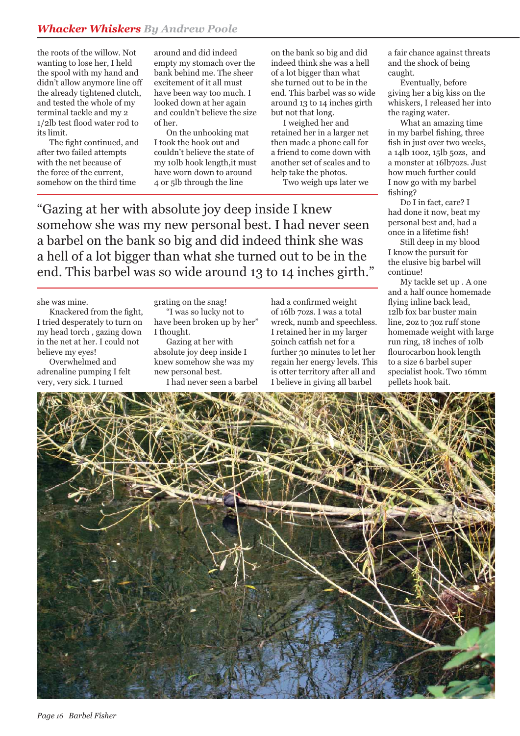the roots of the willow. Not wanting to lose her, I held the spool with my hand and didn't allow anymore line off the already tightened clutch, and tested the whole of my terminal tackle and my 2 1/2lb test flood water rod to its limit.

The fight continued, and after two failed attempts with the net because of the force of the current, somehow on the third time she was mine.

Knackered from the fight, I tried desperately to turn on my head torch , gazing down in the net at her. I could not believe my eyes!

Overwhelmed and adrenaline pumping I felt very, very sick. I turned around and did indeed empty my stomach over the bank behind me. The sheer excitement of it all must have been way too much. I looked down at her again and couldn't believe the size of her.

On the unhooking mat I took the hook out and couldn't believe the state of my 10lb hook length,it must have worn down to around 4 or 5lb through the line grating on the snag!

"I was so lucky not to have been broken up by her" I thought.

Gazing at her with absolute joy deep inside I knew somehow she was my new personal best.

I had never seen a barbel on the bank so big and did indeed think she was a hell of a lot bigger than what she turned out to be in the end. This barbel was so wide around 13 to 14 inches girth but not that long.

I weighed her and retained her in a larger net then made a phone call for a friend to come down with another set of scales and to help take the photos.

Two weigh ups later we had a confirmed weight of 16lb 7ozs. I was a total wreck, numb and speechless. I retained her in my larger 50inch catfish net for a further 30 minutes to let her regain her energy levels. This is otter territory after all and I believe in giving all barbel a fair chance against threats and the shock of being caught.

> "Gazing at her with absolute joy deep inside I knew somehow she was my new personal best. I had never seen a barbel on the bank so big and did indeed think she was a hell of a lot bigger than what she turned out to be in the end. This barbel was so wide around 13 to 14 inches girth."

Eventually, before giving her a big kiss on the whiskers, I released her into the raging water.

What an amazing time in my barbel fishing, three fish in just over two weeks, a 14lb 10oz, 15lb 5ozs, and a monster at 16lb7ozs. Just how much further could I now go with my barbel fishing?

Do I in fact, care? I had done it now, beat my personal best and, had a once in a lifetime fish!

Still deep in my blood I know the pursuit for the elusive big barbel will continue!

My tackle set up . A one and a half ounce homemade flying inline back lead, 12lb fox bar buster main line, 2oz to 3oz ruff stone homemade weight with large run ring, 18 inches of 10lb flourocarbon hook length to a size 6 barbel super specialist hook. Two 16mm pellets hook bait.